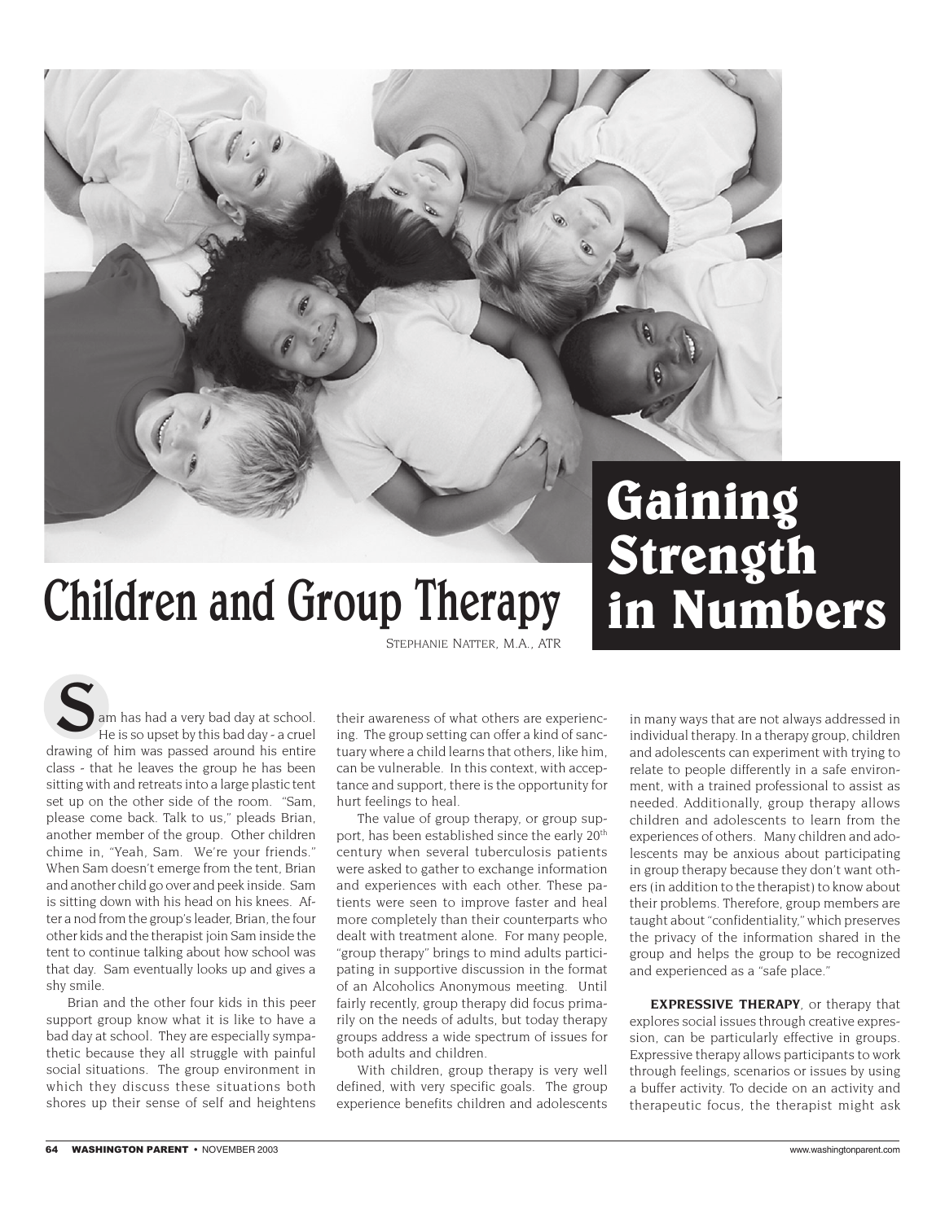# Gaining Strength in Numbers

## Children and Group Therapy

STEPHANIE NATTER, M.A., ATR

Sam has had a very bad day at school. He is so upset by this bad day - a cruel drawing of him was passed around his entire class - that he leaves the group he has been sitting with and retreats into a large plastic tent set up on the other side of the room. "Sam, please come back. Talk to us," pleads Brian, another member of the group. Other children chime in, "Yeah, Sam. We're your friends." When Sam doesn't emerge from the tent, Brian and another child go over and peek inside. Sam is sitting down with his head on his knees. After a nod from the group's leader, Brian, the four other kids and the therapist join Sam inside the tent to continue talking about how school was that day. Sam eventually looks up and gives a shy smile.

Brian and the other four kids in this peer support group know what it is like to have a bad day at school. They are especially sympathetic because they all struggle with painful social situations. The group environment in which they discuss these situations both shores up their sense of self and heightens their awareness of what others are experiencing. The group setting can offer a kind of sanctuary where a child learns that others, like him, can be vulnerable. In this context, with acceptance and support, there is the opportunity for hurt feelings to heal.

The value of group therapy, or group support, has been established since the early 20th century when several tuberculosis patients were asked to gather to exchange information and experiences with each other. These patients were seen to improve faster and heal more completely than their counterparts who dealt with treatment alone. For many people, "group therapy" brings to mind adults participating in supportive discussion in the format of an Alcoholics Anonymous meeting. Until fairly recently, group therapy did focus primarily on the needs of adults, but today therapy groups address a wide spectrum of issues for both adults and children.

With children, group therapy is very well defined, with very specific goals. The group experience benefits children and adolescents in many ways that are not always addressed in individual therapy. In a therapy group, children and adolescents can experiment with trying to relate to people differently in a safe environment, with a trained professional to assist as needed. Additionally, group therapy allows children and adolescents to learn from the experiences of others. Many children and adolescents may be anxious about participating in group therapy because they don't want others (in addition to the therapist) to know about their problems. Therefore, group members are taught about "confidentiality," which preserves the privacy of the information shared in the group and helps the group to be recognized and experienced as a "safe place."

**EXPRESSIVE THERAPY**, or therapy that explores social issues through creative expression, can be particularly effective in groups. Expressive therapy allows participants to work through feelings, scenarios or issues by using a buffer activity. To decide on an activity and therapeutic focus, the therapist might ask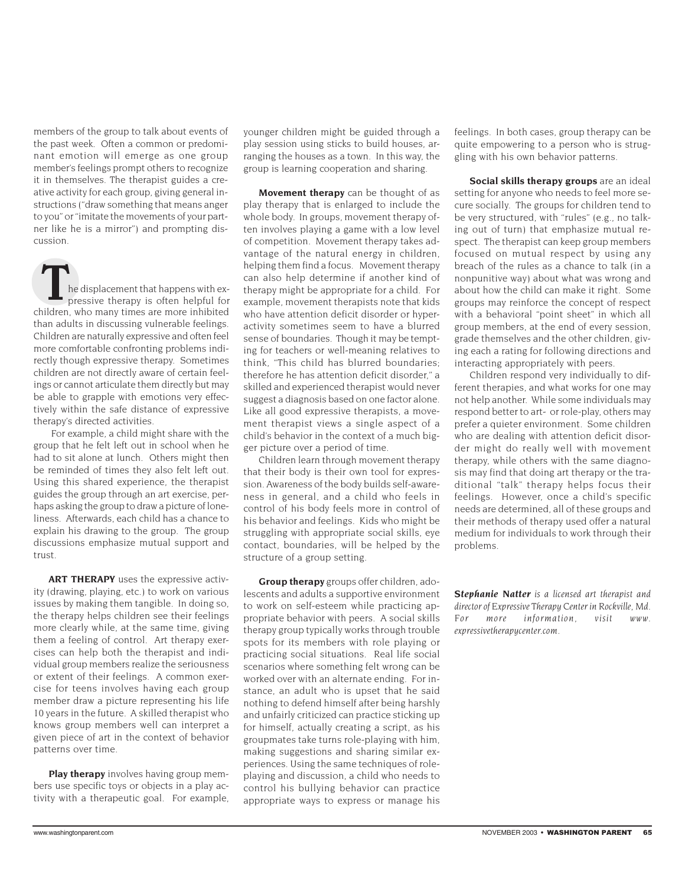members of the group to talk about events of the past week. Often a common or predominant emotion will emerge as one group member's feelings prompt others to recognize it in themselves. The therapist guides a creative activity for each group, giving general instructions ("draw something that means anger to you" or "imitate the movements of your partner like he is a mirror") and prompting discussion.

The displacement that happens with expressive therapy is often helpful for children, who many times are more inhibited than adults in discussing vulnerable feelings. Children are naturally expressive and often feel more comfortable confronting problems indirectly though expressive therapy. Sometimes children are not directly aware of certain feelings or cannot articulate them directly but may be able to grapple with emotions very effectively within the safe distance of expressive therapy's directed activities.

For example, a child might share with the group that he felt left out in school when he had to sit alone at lunch. Others might then be reminded of times they also felt left out. Using this shared experience, the therapist guides the group through an art exercise, perhaps asking the group to draw a picture of loneliness. Afterwards, each child has a chance to explain his drawing to the group. The group discussions emphasize mutual support and trust.

**ART THERAPY** uses the expressive activity (drawing, playing, etc.) to work on various issues by making them tangible. In doing so, the therapy helps children see their feelings more clearly while, at the same time, giving them a feeling of control. Art therapy exercises can help both the therapist and individual group members realize the seriousness or extent of their feelings. A common exercise for teens involves having each group member draw a picture representing his life 10 years in the future. A skilled therapist who knows group members well can interpret a given piece of art in the context of behavior patterns over time.

**Play therapy** involves having group members use specific toys or objects in a play activity with a therapeutic goal. For example, younger children might be guided through a play session using sticks to build houses, arranging the houses as a town. In this way, the group is learning cooperation and sharing.

**Movement therapy** can be thought of as play therapy that is enlarged to include the whole body. In groups, movement therapy often involves playing a game with a low level of competition. Movement therapy takes advantage of the natural energy in children, helping them find a focus. Movement therapy can also help determine if another kind of therapy might be appropriate for a child. For example, movement therapists note that kids who have attention deficit disorder or hyperactivity sometimes seem to have a blurred sense of boundaries. Though it may be tempting for teachers or well-meaning relatives to think, "This child has blurred boundaries; therefore he has attention deficit disorder," a skilled and experienced therapist would never suggest a diagnosis based on one factor alone. Like all good expressive therapists, a movement therapist views a single aspect of a child's behavior in the context of a much bigger picture over a period of time.

Children learn through movement therapy that their body is their own tool for expression. Awareness of the body builds self-awareness in general, and a child who feels in control of his body feels more in control of his behavior and feelings. Kids who might be struggling with appropriate social skills, eye contact, boundaries, will be helped by the structure of a group setting.

**Group therapy** groups offer children, adolescents and adults a supportive environment to work on self-esteem while practicing appropriate behavior with peers. A social skills therapy group typically works through trouble spots for its members with role playing or practicing social situations. Real life social scenarios where something felt wrong can be worked over with an alternate ending. For instance, an adult who is upset that he said nothing to defend himself after being harshly and unfairly criticized can practice sticking up for himself, actually creating a script, as his groupmates take turns role-playing with him, making suggestions and sharing similar experiences. Using the same techniques of role-playing and discussion, a child who needs to control his bullying behavior can practice appropriate ways to express or manage his feelings. In both cases, group therapy can be quite empowering to a person who is struggling with his own behavior patterns.

**Social skills therapy groups** are an ideal setting for anyone who needs to feel more secure socially. The groups for children tend to be very structured, with "rules" (e.g., no talking out of turn) that emphasize mutual respect. The therapist can keep group members focused on mutual respect by using any breach of the rules as a chance to talk (in a nonpunitive way) about what was wrong and about how the child can make it right. Some groups may reinforce the concept of respect with a behavioral "point sheet" in which all group members, at the end of every session, grade themselves and the other children, giving each a rating for following directions and interacting appropriately with peers.

Children respond very individually to different therapies, and what works for one may not help another. While some individuals may respond better to art- or role-play, others may prefer a quieter environment. Some children who are dealing with attention deficit disorder might do really well with movement therapy, while others with the same diagnosis may find that doing art therapy or the traditional "talk" therapy helps focus their feelings. However, once a child's specific needs are determined, all of these groups and their methods of therapy used offer a natural medium for individuals to work through their problems.

***Stephanie Natter*** *is a licensed art therapist and director of Expressive Therapy Center in Rockville, Md. For more information, visit www.expressivetherapycenter.com.*